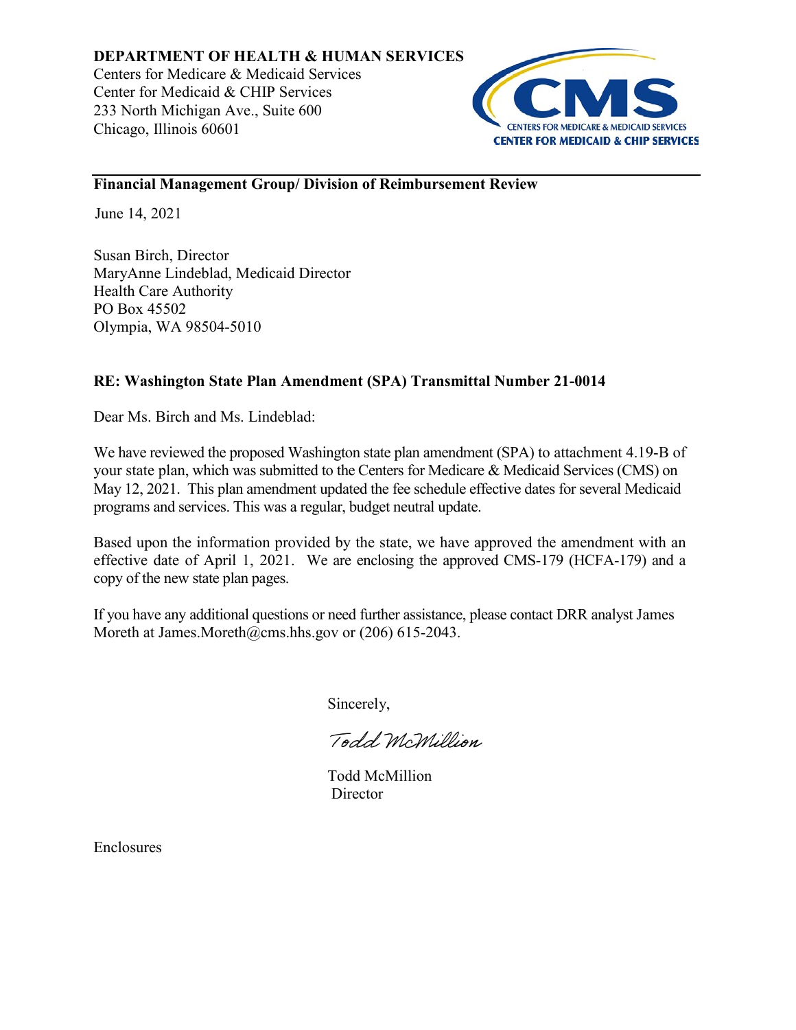**DEPARTMENT OF HEALTH & HUMAN SERVICES**
Centers for Medicare & Medicaid Services
Center for Medicaid & CHIP Services
233 North Michigan Ave., Suite 600
Chicago, Illinois 60601

CMS
CENTERS FOR MEDICARE & MEDICAID SERVICES
CENTER FOR MEDICAID & CHIP SERVICES

---

**Financial Management Group/ Division of Reimbursement Review**

June 14, 2021

Susan Birch, Director
MaryAnne Lindeblad, Medicaid Director
Health Care Authority
PO Box 45502
Olympia, WA 98504-5010

**RE: Washington State Plan Amendment (SPA) Transmittal Number 21-0014**

Dear Ms. Birch and Ms. Lindeblad:

We have reviewed the proposed Washington state plan amendment (SPA) to attachment 4.19-B of your state plan, which was submitted to the Centers for Medicare & Medicaid Services (CMS) on May 12, 2021. This plan amendment updated the fee schedule effective dates for several Medicaid programs and services. This was a regular, budget neutral update.

Based upon the information provided by the state, we have approved the amendment with an effective date of April 1, 2021. We are enclosing the approved CMS-179 (HCFA-179) and a copy of the new state plan pages.

If you have any additional questions or need further assistance, please contact DRR analyst James Moreth at James.Moreth@cms.hhs.gov or (206) 615-2043.

Sincerely,

Todd McMillion

Todd McMillion
Director

Enclosures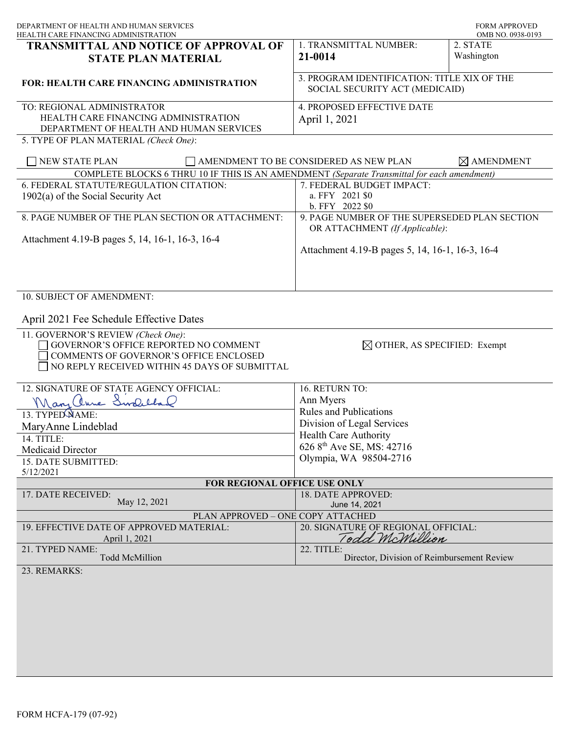DEPARTMENT OF HEALTH AND HUMAN SERVICES
HEALTH CARE FINANCING ADMINISTRATION

FORM APPROVED
OMB NO. 0938-0193

| **TRANSMITTAL AND NOTICE OF APPROVAL OF STATE PLAN MATERIAL** | 1. TRANSMITTAL NUMBER: **21-0014** | 2. STATE Washington |
|---|---|---|
| **FOR: HEALTH CARE FINANCING ADMINISTRATION** | 3. PROGRAM IDENTIFICATION: TITLE XIX OF THE SOCIAL SECURITY ACT (MEDICAID) | |
| TO: REGIONAL ADMINISTRATOR HEALTH CARE FINANCING ADMINISTRATION DEPARTMENT OF HEALTH AND HUMAN SERVICES | 4. PROPOSED EFFECTIVE DATE April 1, 2021 | |

5. TYPE OF PLAN MATERIAL *(Check One)*:

☐ NEW STATE PLAN ☐ AMENDMENT TO BE CONSIDERED AS NEW PLAN ☒ AMENDMENT

COMPLETE BLOCKS 6 THRU 10 IF THIS IS AN AMENDMENT *(Separate Transmittal for each amendment)*

| 6. FEDERAL STATUTE/REGULATION CITATION: 1902(a) of the Social Security Act | 7. FEDERAL BUDGET IMPACT: a. FFY 2021 $0 b. FFY 2022 $0 |
|---|---|
| 8. PAGE NUMBER OF THE PLAN SECTION OR ATTACHMENT: Attachment 4.19-B pages 5, 14, 16-1, 16-3, 16-4 | 9. PAGE NUMBER OF THE SUPERSEDED PLAN SECTION OR ATTACHMENT *(If Applicable)*: Attachment 4.19-B pages 5, 14, 16-1, 16-3, 16-4 |

10. SUBJECT OF AMENDMENT:

April 2021 Fee Schedule Effective Dates

11. GOVERNOR'S REVIEW *(Check One)*:

☐ GOVERNOR'S OFFICE REPORTED NO COMMENT
☐ COMMENTS OF GOVERNOR'S OFFICE ENCLOSED
☐ NO REPLY RECEIVED WITHIN 45 DAYS OF SUBMITTAL
☒ OTHER, AS SPECIFIED: Exempt

| 12. SIGNATURE OF STATE AGENCY OFFICIAL: MaryAnne Lindeblad | 16. RETURN TO: Ann Myers Rules and Publications Division of Legal Services Health Care Authority 626 8th Ave SE, MS: 42716 Olympia, WA 98504-2716 |
|---|---|
| 13. TYPED NAME: MaryAnne Lindeblad | |
| 14. TITLE: Medicaid Director | |
| 15. DATE SUBMITTED: 5/12/2021 | |

**FOR REGIONAL OFFICE USE ONLY**

| 17. DATE RECEIVED: May 12, 2021 | 18. DATE APPROVED: June 14, 2021 |
|---|---|

PLAN APPROVED – ONE COPY ATTACHED

| 19. EFFECTIVE DATE OF APPROVED MATERIAL: April 1, 2021 | 20. SIGNATURE OF REGIONAL OFFICIAL: Todd McMillion |
|---|---|
| 21. TYPED NAME: Todd McMillion | 22. TITLE: Director, Division of Reimbursement Review |

23. REMARKS:

FORM HCFA-179 (07-92)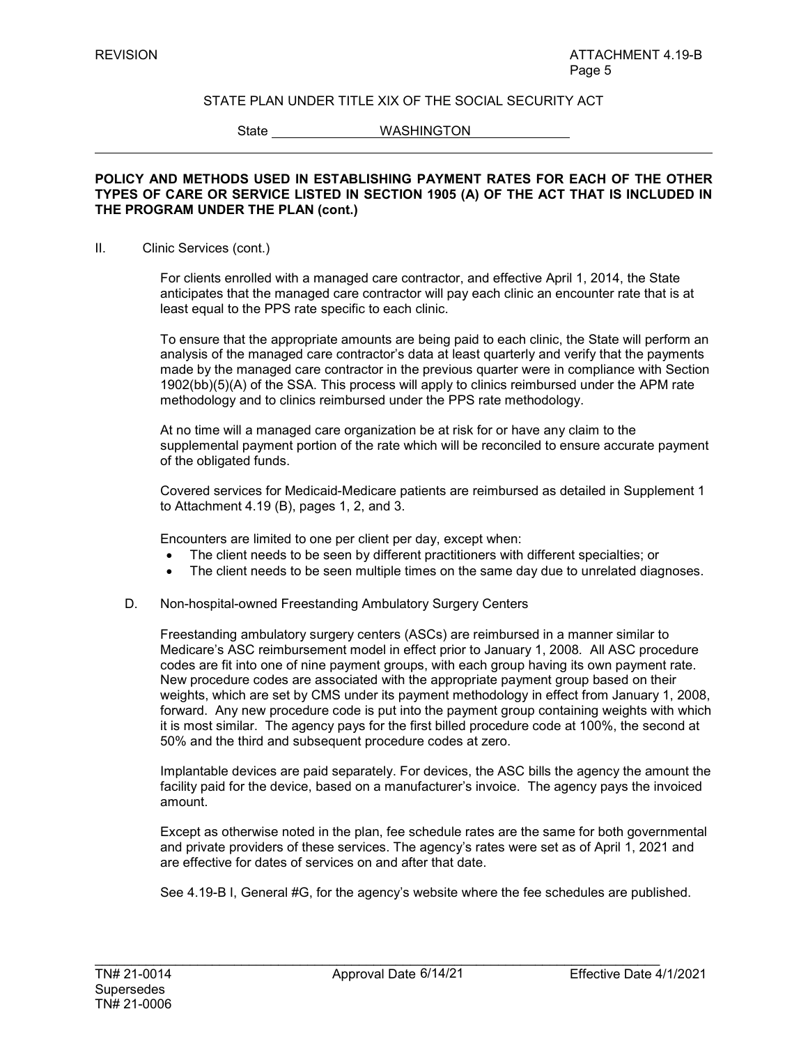STATE PLAN UNDER TITLE XIX OF THE SOCIAL SECURITY ACT

State WASHINGTON

**POLICY AND METHODS USED IN ESTABLISHING PAYMENT RATES FOR EACH OF THE OTHER TYPES OF CARE OR SERVICE LISTED IN SECTION 1905 (A) OF THE ACT THAT IS INCLUDED IN THE PROGRAM UNDER THE PLAN (cont.)**

II. Clinic Services (cont.)

For clients enrolled with a managed care contractor, and effective April 1, 2014, the State anticipates that the managed care contractor will pay each clinic an encounter rate that is at least equal to the PPS rate specific to each clinic.

To ensure that the appropriate amounts are being paid to each clinic, the State will perform an analysis of the managed care contractor's data at least quarterly and verify that the payments made by the managed care contractor in the previous quarter were in compliance with Section 1902(bb)(5)(A) of the SSA. This process will apply to clinics reimbursed under the APM rate methodology and to clinics reimbursed under the PPS rate methodology.

At no time will a managed care organization be at risk for or have any claim to the supplemental payment portion of the rate which will be reconciled to ensure accurate payment of the obligated funds.

Covered services for Medicaid-Medicare patients are reimbursed as detailed in Supplement 1 to Attachment 4.19 (B), pages 1, 2, and 3.

Encounters are limited to one per client per day, except when:

- The client needs to be seen by different practitioners with different specialties; or
- The client needs to be seen multiple times on the same day due to unrelated diagnoses.

D. Non-hospital-owned Freestanding Ambulatory Surgery Centers

Freestanding ambulatory surgery centers (ASCs) are reimbursed in a manner similar to Medicare's ASC reimbursement model in effect prior to January 1, 2008. All ASC procedure codes are fit into one of nine payment groups, with each group having its own payment rate. New procedure codes are associated with the appropriate payment group based on their weights, which are set by CMS under its payment methodology in effect from January 1, 2008, forward. Any new procedure code is put into the payment group containing weights with which it is most similar. The agency pays for the first billed procedure code at 100%, the second at 50% and the third and subsequent procedure codes at zero.

Implantable devices are paid separately. For devices, the ASC bills the agency the amount the facility paid for the device, based on a manufacturer's invoice. The agency pays the invoiced amount.

Except as otherwise noted in the plan, fee schedule rates are the same for both governmental and private providers of these services. The agency's rates were set as of April 1, 2021 and are effective for dates of services on and after that date.

See 4.19-B I, General #G, for the agency's website where the fee schedules are published.

TN# 21-0014 Supersedes TN# 21-0006 | Approval Date 6/14/21 | Effective Date 4/1/2021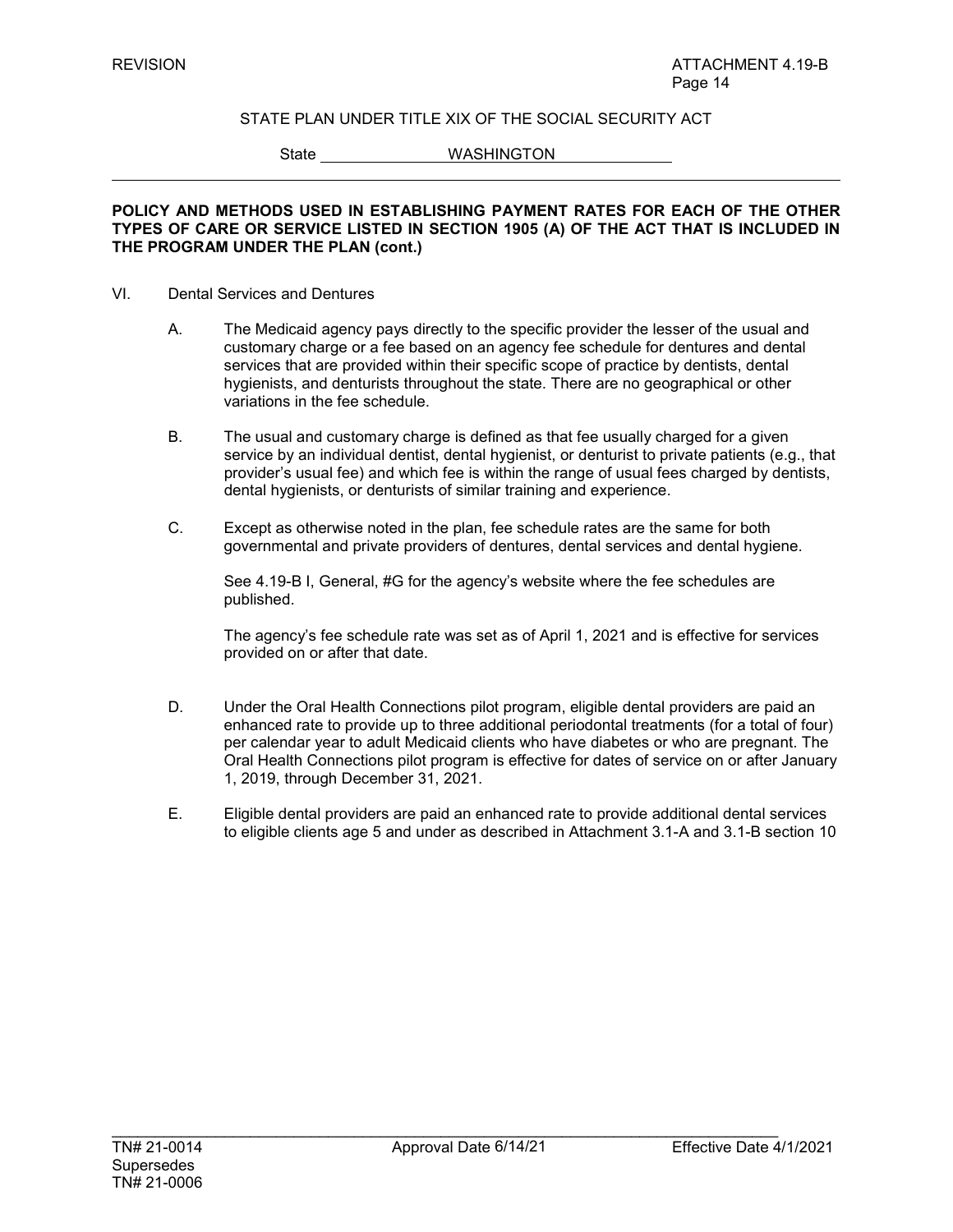STATE PLAN UNDER TITLE XIX OF THE SOCIAL SECURITY ACT

State WASHINGTON

**POLICY AND METHODS USED IN ESTABLISHING PAYMENT RATES FOR EACH OF THE OTHER TYPES OF CARE OR SERVICE LISTED IN SECTION 1905 (A) OF THE ACT THAT IS INCLUDED IN THE PROGRAM UNDER THE PLAN (cont.)**

VI. Dental Services and Dentures

A. The Medicaid agency pays directly to the specific provider the lesser of the usual and customary charge or a fee based on an agency fee schedule for dentures and dental services that are provided within their specific scope of practice by dentists, dental hygienists, and denturists throughout the state. There are no geographical or other variations in the fee schedule.

B. The usual and customary charge is defined as that fee usually charged for a given service by an individual dentist, dental hygienist, or denturist to private patients (e.g., that provider's usual fee) and which fee is within the range of usual fees charged by dentists, dental hygienists, or denturists of similar training and experience.

C. Except as otherwise noted in the plan, fee schedule rates are the same for both governmental and private providers of dentures, dental services and dental hygiene.

See 4.19-B I, General, #G for the agency's website where the fee schedules are published.

The agency's fee schedule rate was set as of April 1, 2021 and is effective for services provided on or after that date.

D. Under the Oral Health Connections pilot program, eligible dental providers are paid an enhanced rate to provide up to three additional periodontal treatments (for a total of four) per calendar year to adult Medicaid clients who have diabetes or who are pregnant. The Oral Health Connections pilot program is effective for dates of service on or after January 1, 2019, through December 31, 2021.

E. Eligible dental providers are paid an enhanced rate to provide additional dental services to eligible clients age 5 and under as described in Attachment 3.1-A and 3.1-B section 10

TN# 21-0014 Approval Date 6/14/21 Effective Date 4/1/2021
Supersedes
TN# 21-0006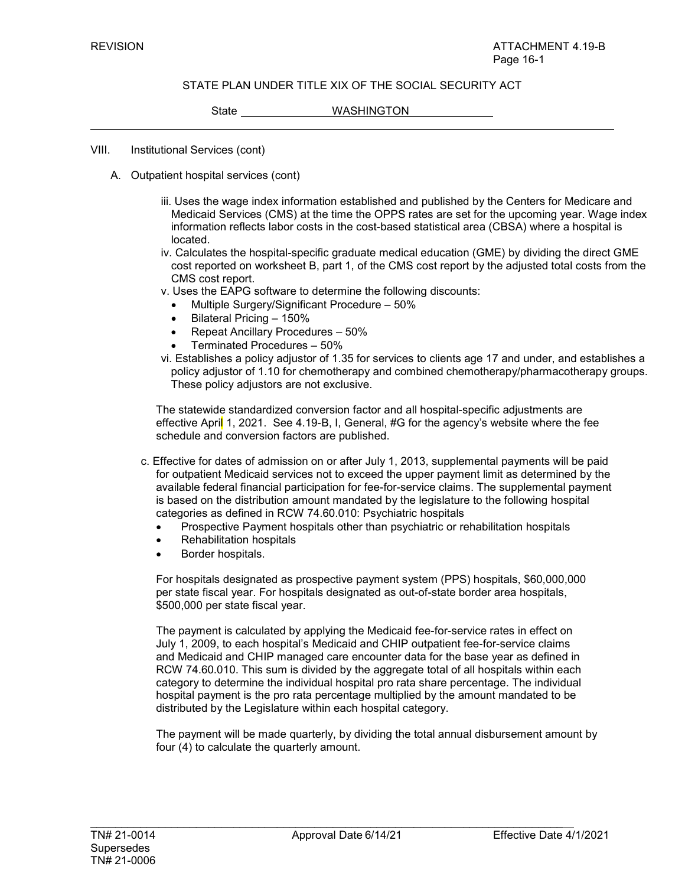REVISION ATTACHMENT 4.19-B
Page 16-1

STATE PLAN UNDER TITLE XIX OF THE SOCIAL SECURITY ACT

State WASHINGTON

VIII. Institutional Services (cont)

A. Outpatient hospital services (cont)

iii. Uses the wage index information established and published by the Centers for Medicare and Medicaid Services (CMS) at the time the OPPS rates are set for the upcoming year. Wage index information reflects labor costs in the cost-based statistical area (CBSA) where a hospital is located.

iv. Calculates the hospital-specific graduate medical education (GME) by dividing the direct GME cost reported on worksheet B, part 1, of the CMS cost report by the adjusted total costs from the CMS cost report.

v. Uses the EAPG software to determine the following discounts:

- Multiple Surgery/Significant Procedure – 50%
- Bilateral Pricing – 150%
- Repeat Ancillary Procedures – 50%
- Terminated Procedures – 50%

vi. Establishes a policy adjustor of 1.35 for services to clients age 17 and under, and establishes a policy adjustor of 1.10 for chemotherapy and combined chemotherapy/pharmacotherapy groups. These policy adjustors are not exclusive.

The statewide standardized conversion factor and all hospital-specific adjustments are effective April 1, 2021. See 4.19-B, I, General, #G for the agency's website where the fee schedule and conversion factors are published.

c. Effective for dates of admission on or after July 1, 2013, supplemental payments will be paid for outpatient Medicaid services not to exceed the upper payment limit as determined by the available federal financial participation for fee-for-service claims. The supplemental payment is based on the distribution amount mandated by the legislature to the following hospital categories as defined in RCW 74.60.010: Psychiatric hospitals

- Prospective Payment hospitals other than psychiatric or rehabilitation hospitals
- Rehabilitation hospitals
- Border hospitals.

For hospitals designated as prospective payment system (PPS) hospitals, $60,000,000 per state fiscal year. For hospitals designated as out-of-state border area hospitals, $500,000 per state fiscal year.

The payment is calculated by applying the Medicaid fee-for-service rates in effect on July 1, 2009, to each hospital's Medicaid and CHIP outpatient fee-for-service claims and Medicaid and CHIP managed care encounter data for the base year as defined in RCW 74.60.010. This sum is divided by the aggregate total of all hospitals within each category to determine the individual hospital pro rata share percentage. The individual hospital payment is the pro rata percentage multiplied by the amount mandated to be distributed by the Legislature within each hospital category.

The payment will be made quarterly, by dividing the total annual disbursement amount by four (4) to calculate the quarterly amount.

TN# 21-0014 Approval Date 6/14/21 Effective Date 4/1/2021
Supersedes
TN# 21-0006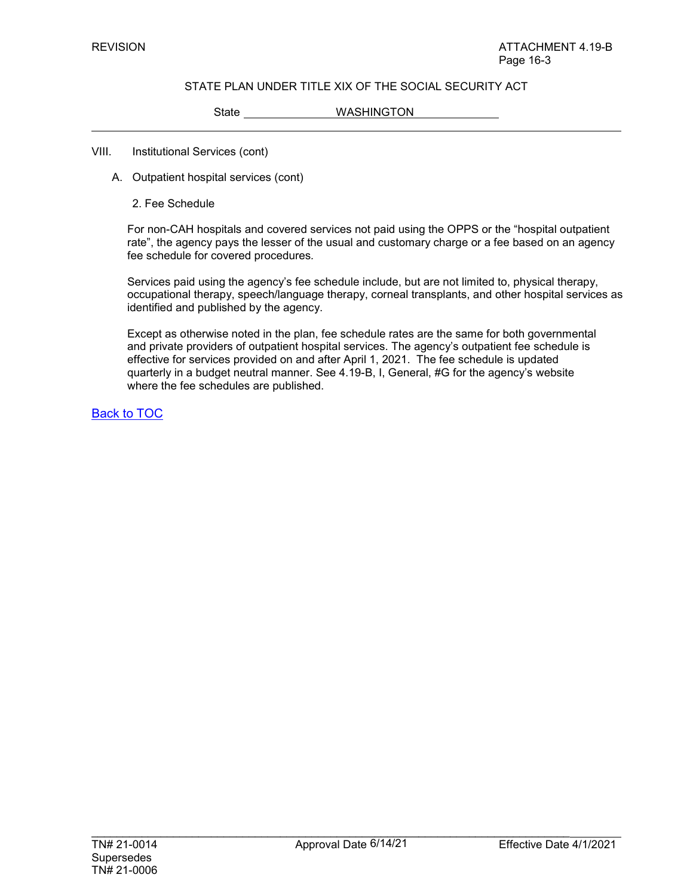VIII. Institutional Services (cont)

A. Outpatient hospital services (cont)

2. Fee Schedule

For non-CAH hospitals and covered services not paid using the OPPS or the “hospital outpatient rate”, the agency pays the lesser of the usual and customary charge or a fee based on an agency fee schedule for covered procedures.

Services paid using the agency’s fee schedule include, but are not limited to, physical therapy, occupational therapy, speech/language therapy, corneal transplants, and other hospital services as identified and published by the agency.

Except as otherwise noted in the plan, fee schedule rates are the same for both governmental and private providers of outpatient hospital services. The agency’s outpatient fee schedule is effective for services provided on and after April 1, 2021. The fee schedule is updated quarterly in a budget neutral manner. See 4.19-B, I, General, #G for the agency’s website where the fee schedules are published.

Back to TOC

TN# 21-0014 Approval Date 6/14/21 Effective Date 4/1/2021
Supersedes
TN# 21-0006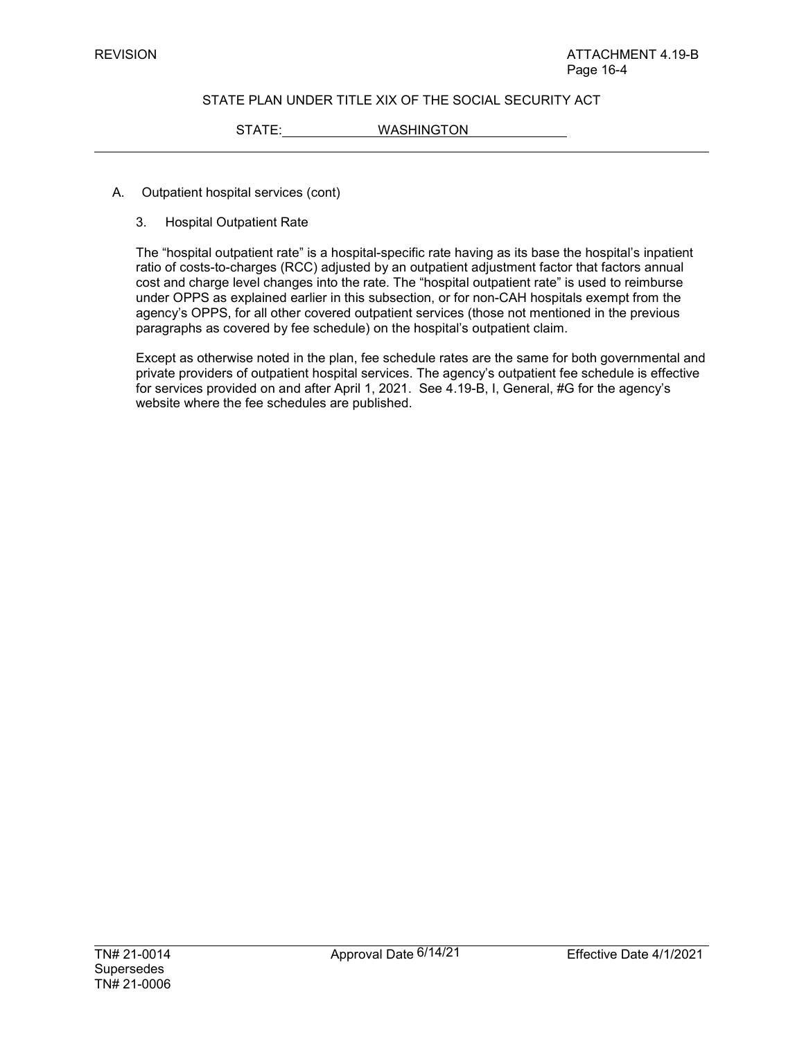A. Outpatient hospital services (cont)

3. Hospital Outpatient Rate

The "hospital outpatient rate" is a hospital-specific rate having as its base the hospital's inpatient ratio of costs-to-charges (RCC) adjusted by an outpatient adjustment factor that factors annual cost and charge level changes into the rate. The "hospital outpatient rate" is used to reimburse under OPPS as explained earlier in this subsection, or for non-CAH hospitals exempt from the agency's OPPS, for all other covered outpatient services (those not mentioned in the previous paragraphs as covered by fee schedule) on the hospital's outpatient claim.

Except as otherwise noted in the plan, fee schedule rates are the same for both governmental and private providers of outpatient hospital services. The agency's outpatient fee schedule is effective for services provided on and after April 1, 2021. See 4.19-B, I, General, #G for the agency's website where the fee schedules are published.